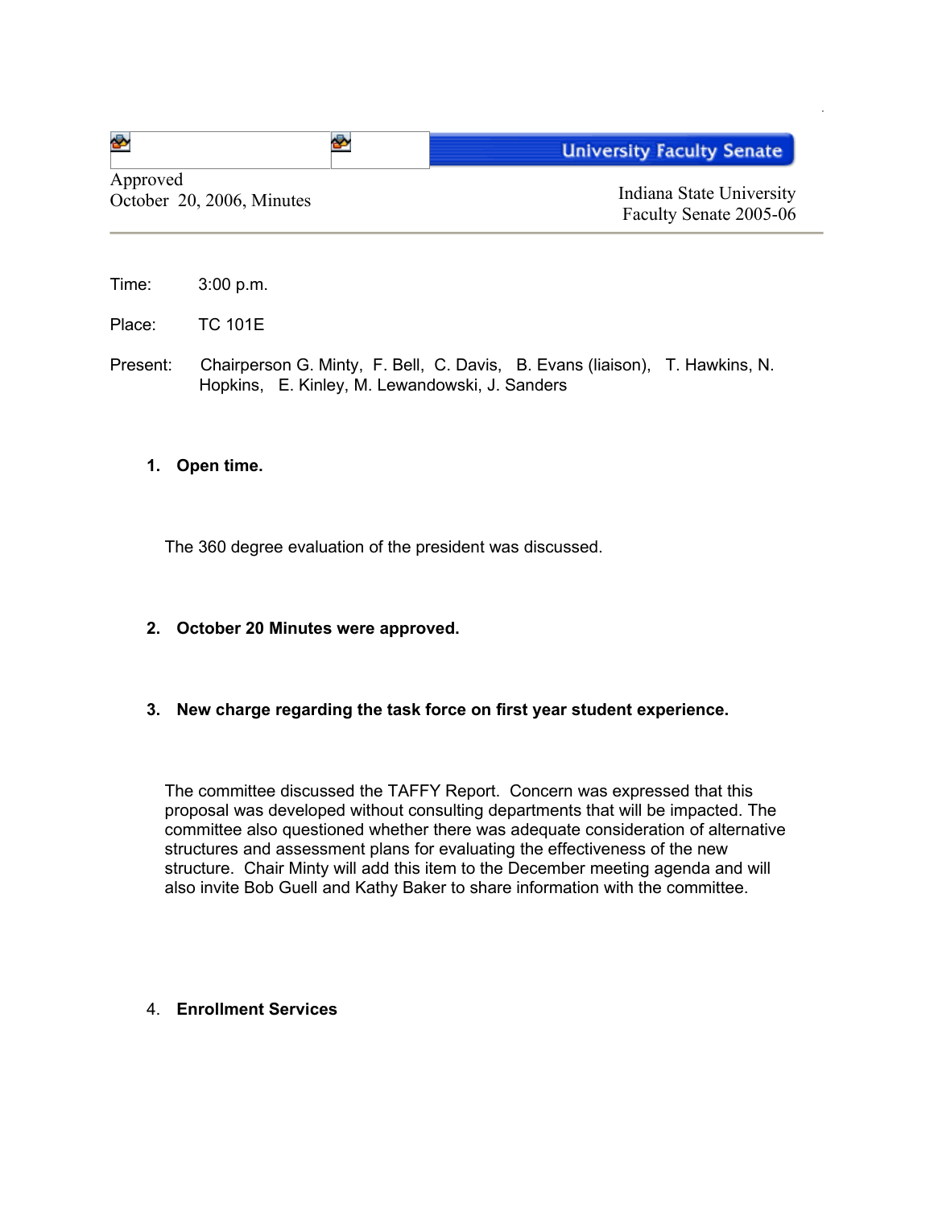University Faculty Senate

Approved
October 20, 2006, Minutes

Indiana State University
Faculty Senate 2005-06

Time: 3:00 p.m.

Place: TC 101E

Present: Chairperson G. Minty, F. Bell, C. Davis, B. Evans (liaison), T. Hawkins, N. Hopkins, E. Kinley, M. Lewandowski, J. Sanders

1. **Open time.**

   The 360 degree evaluation of the president was discussed.

2. **October 20 Minutes were approved.**

3. **New charge regarding the task force on first year student experience.**

   The committee discussed the TAFFY Report. Concern was expressed that this proposal was developed without consulting departments that will be impacted. The committee also questioned whether there was adequate consideration of alternative structures and assessment plans for evaluating the effectiveness of the new structure. Chair Minty will add this item to the December meeting agenda and will also invite Bob Guell and Kathy Baker to share information with the committee.

4. **Enrollment Services**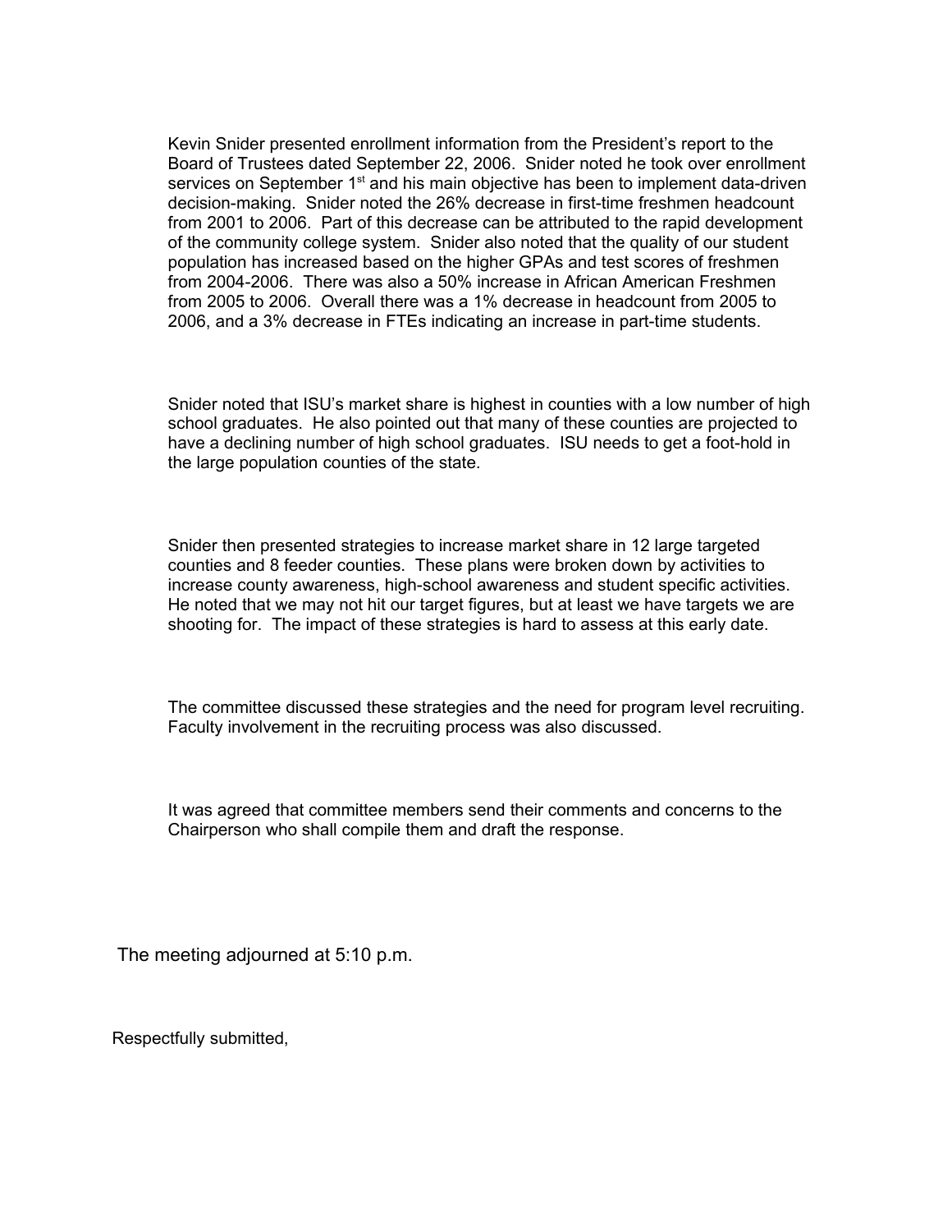Kevin Snider presented enrollment information from the President's report to the Board of Trustees dated September 22, 2006. Snider noted he took over enrollment services on September 1st and his main objective has been to implement data-driven decision-making. Snider noted the 26% decrease in first-time freshmen headcount from 2001 to 2006. Part of this decrease can be attributed to the rapid development of the community college system. Snider also noted that the quality of our student population has increased based on the higher GPAs and test scores of freshmen from 2004-2006. There was also a 50% increase in African American Freshmen from 2005 to 2006. Overall there was a 1% decrease in headcount from 2005 to 2006, and a 3% decrease in FTEs indicating an increase in part-time students.

Snider noted that ISU's market share is highest in counties with a low number of high school graduates. He also pointed out that many of these counties are projected to have a declining number of high school graduates. ISU needs to get a foot-hold in the large population counties of the state.

Snider then presented strategies to increase market share in 12 large targeted counties and 8 feeder counties. These plans were broken down by activities to increase county awareness, high-school awareness and student specific activities. He noted that we may not hit our target figures, but at least we have targets we are shooting for. The impact of these strategies is hard to assess at this early date.

The committee discussed these strategies and the need for program level recruiting. Faculty involvement in the recruiting process was also discussed.

It was agreed that committee members send their comments and concerns to the Chairperson who shall compile them and draft the response.

The meeting adjourned at 5:10 p.m.

Respectfully submitted,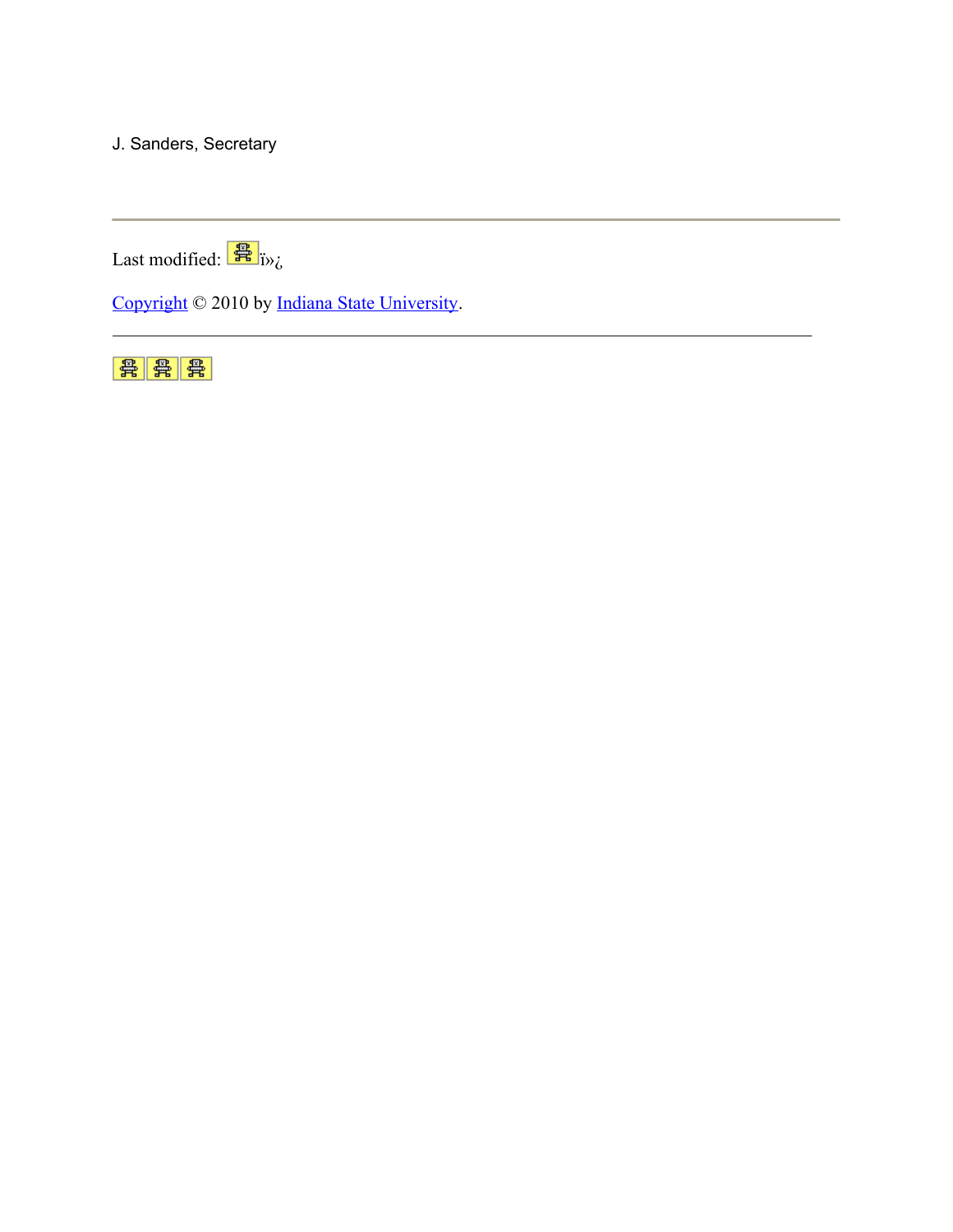J. Sanders, Secretary

---

Last modified: ï»¿

Copyright © 2010 by Indiana State University.

---